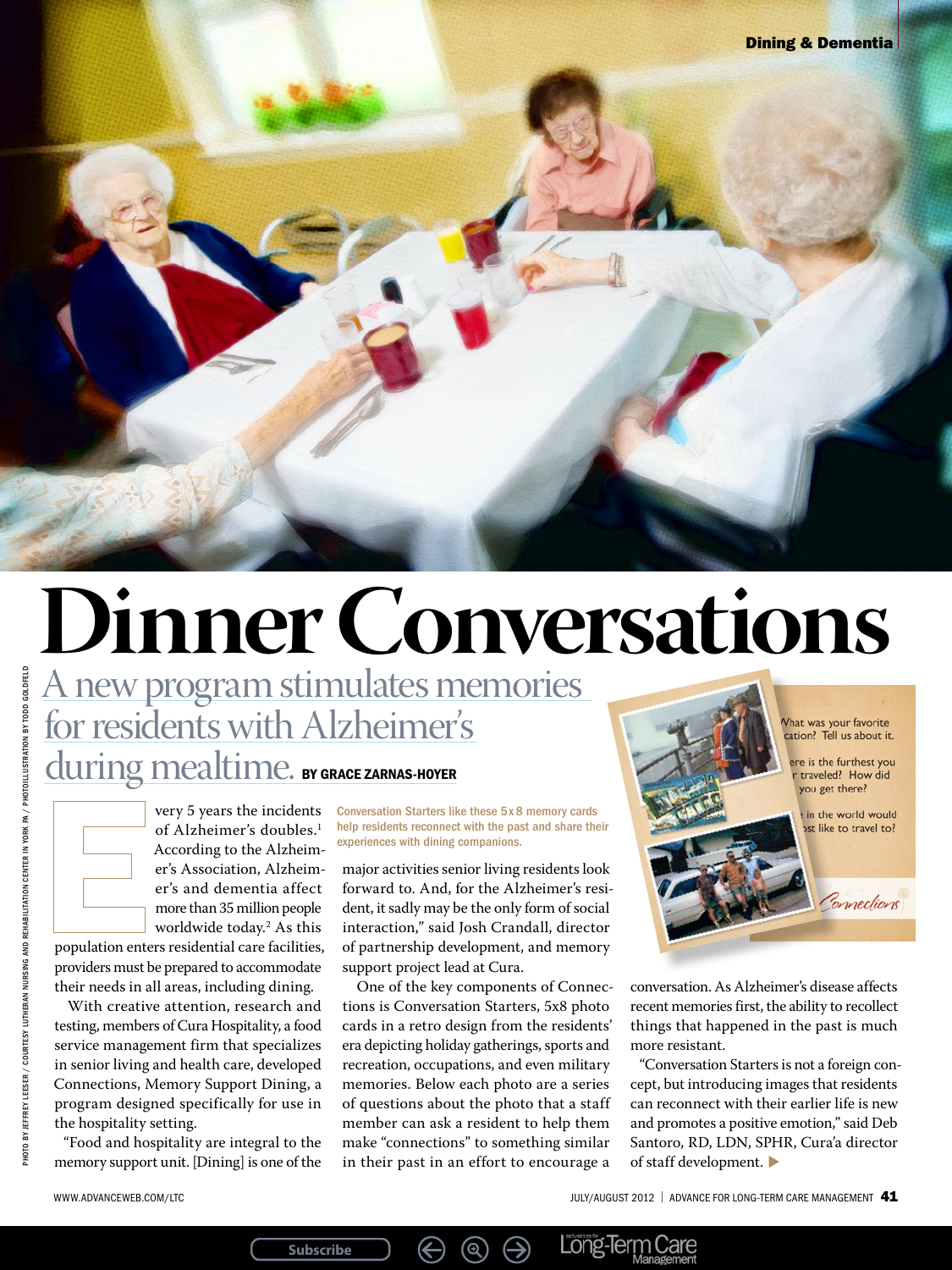Dining & Dementia

# Dinner Conversations

## A new program stimulates memories for residents with Alzheimer's during mealtime.

**BY GRACE ZARNAS-HOYER**

Every 5 years the incidents of Alzheimer's doubles.[1] According to the Alzheimer's Association, Alzheimer's and dementia affect more than 35 million people worldwide today.[2] As this population enters residential care facilities, providers must be prepared to accommodate their needs in all areas, including dining.

With creative attention, research and testing, members of Cura Hospitality, a food service management firm that specializes in senior living and health care, developed Connections, Memory Support Dining, a program designed specifically for use in the hospitality setting.

"Food and hospitality are integral to the memory support unit. [Dining] is one of the major activities senior living residents look forward to. And, for the Alzheimer's resident, it sadly may be the only form of social interaction," said Josh Crandall, director of partnership development, and memory support project lead at Cura.

One of the key components of Connections is Conversation Starters, 5x8 photo cards in a retro design from the residents' era depicting holiday gatherings, sports and recreation, occupations, and even military memories. Below each photo are a series of questions about the photo that a staff member can ask a resident to help them make "connections" to something similar in their past in an effort to encourage a conversation. As Alzheimer's disease affects recent memories first, the ability to recollect things that happened in the past is much more resistant.

"Conversation Starters is not a foreign concept, but introducing images that residents can reconnect with their earlier life is new and promotes a positive emotion," said Deb Santoro, RD, LDN, SPHR, Cura'a director of staff development. ▶

Conversation Starters like these 5x8 memory cards help residents reconnect with the past and share their experiences with dining companions.

PHOTO BY JEFFREY LEESER / COURTESY LUTHERAN NURSING AND REHABILITATION CENTER IN YORK PA / PHOTOILLUSTRATION BY TODD GOLDFELD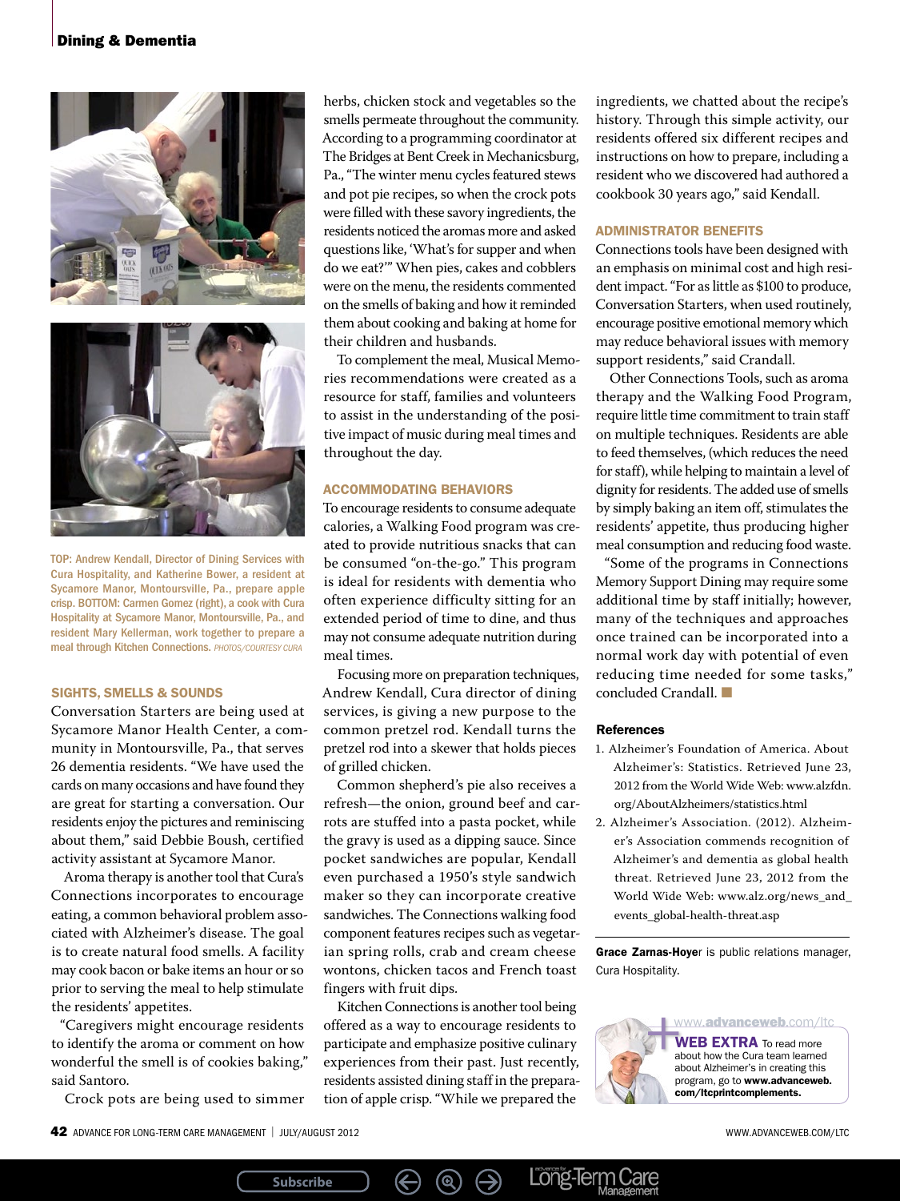TOP: Andrew Kendall, Director of Dining Services with Cura Hospitality, and Katherine Bower, a resident at Sycamore Manor, Montoursville, Pa., prepare apple crisp. BOTTOM: Carmen Gomez (right), a cook with Cura Hospitality at Sycamore Manor, Montoursville, Pa., and resident Mary Kellerman, work together to prepare a meal through Kitchen Connections. *PHOTOS/COURTESY CURA*

## SIGHTS, SMELLS & SOUNDS

Conversation Starters are being used at Sycamore Manor Health Center, a community in Montoursville, Pa., that serves 26 dementia residents. "We have used the cards on many occasions and have found they are great for starting a conversation. Our residents enjoy the pictures and reminiscing about them," said Debbie Boush, certified activity assistant at Sycamore Manor.

Aroma therapy is another tool that Cura's Connections incorporates to encourage eating, a common behavioral problem associated with Alzheimer's disease. The goal is to create natural food smells. A facility may cook bacon or bake items an hour or so prior to serving the meal to help stimulate the residents' appetites.

"Caregivers might encourage residents to identify the aroma or comment on how wonderful the smell is of cookies baking," said Sandi Santoro.

Crock pots are being used to simmer herbs, chicken stock and vegetables so the smells permeate throughout the community. According to a programming coordinator at The Bridges at Bent Creek in Mechanicsburg, Pa., "The winter menu cycles featured stews and pot pie recipes, so when the crock pots were filled with these savory ingredients, the residents noticed the aromas more and asked questions like, 'What's for supper and when do we eat?'" When pies, cakes and cobblers were on the menu, the residents commented on the smells of baking and how it reminded them about cooking and baking at home for their children and husbands.

To complement the meal, Musical Memories recommendations were created as a resource for staff, families and volunteers to assist in the understanding of the positive impact of music during meal times and throughout the day.

## ACCOMMODATING BEHAVIORS

To encourage residents to consume adequate calories, a Walking Food program was created to provide nutritious snacks that can be consumed "on-the-go." This program is ideal for residents with dementia who often experience difficulty sitting for an extended period of time to dine, and thus may not consume adequate nutrition during meal times.

Focusing more on preparation techniques, Andrew Kendall, Cura director of dining services, is giving a new purpose to the common pretzel rod. Kendall turns the pretzel rod into a skewer that holds pieces of grilled chicken.

Common shepherd's pie also receives a refresh—the onion, ground beef and carrots are stuffed into a pasta pocket, while the gravy is used as a dipping sauce. Since pocket sandwiches are popular, Kendall even purchased a 1950's style sandwich maker so they can incorporate creative sandwiches. The Connections walking food component features recipes such as vegetarian spring rolls, crab and cream cheese wontons, chicken tacos and French toast fingers with fruit dips.

Kitchen Connections is another tool being offered as a way to encourage residents to participate and emphasize positive culinary experiences from their past. Just recently, residents assisted dining staff in the preparation of apple crisp. "While we prepared the ingredients, we chatted about the recipe's history. Through this simple activity, our residents offered six different recipes and instructions on how to prepare, including a resident who we discovered had authored a cookbook 30 years ago," said Kendall.

## ADMINISTRATOR BENEFITS

Connections tools have been designed with an emphasis on minimal cost and high resident impact. "For as little as $100 to produce, Conversation Starters, when used routinely, encourage positive emotional memory which may reduce behavioral issues with memory support residents," said Crandall.

Other Connections Tools, such as aroma therapy and the Walking Food Program, require little time commitment to train staff on multiple techniques. Residents are able to feed themselves, (which reduces the need for staff), while helping to maintain a level of dignity for residents. The added use of smells by simply baking an item off, stimulates the residents' appetite, thus producing higher meal consumption and reducing food waste.

"Some of the programs in Connections Memory Support Dining may require some additional time by staff initially; however, many of the techniques and approaches once trained can be incorporated into a normal work day with potential of even reducing time needed for some tasks," concluded Crandall. ■

### References

1. Alzheimer's Foundation of America. About Alzheimer's: Statistics. Retrieved June 23, 2012 from the World Wide Web: www.alzfdn.org/AboutAlzheimers/statistics.html
2. Alzheimer's Association. (2012). Alzheimer's Association commends recognition of Alzheimer's and dementia as global health threat. Retrieved June 23, 2012 from the World Wide Web: www.alz.org/news_and_events_global-health-threat.asp

**Grace Zarnas-Hoyer** is public relations manager, Cura Hospitality.

www.**advanceweb**.com/ltc

**WEB EXTRA** To read more about how the Cura team learned about Alzheimer's in creating this program, go to **www.advanceweb.com/ltcprintcomplements.**